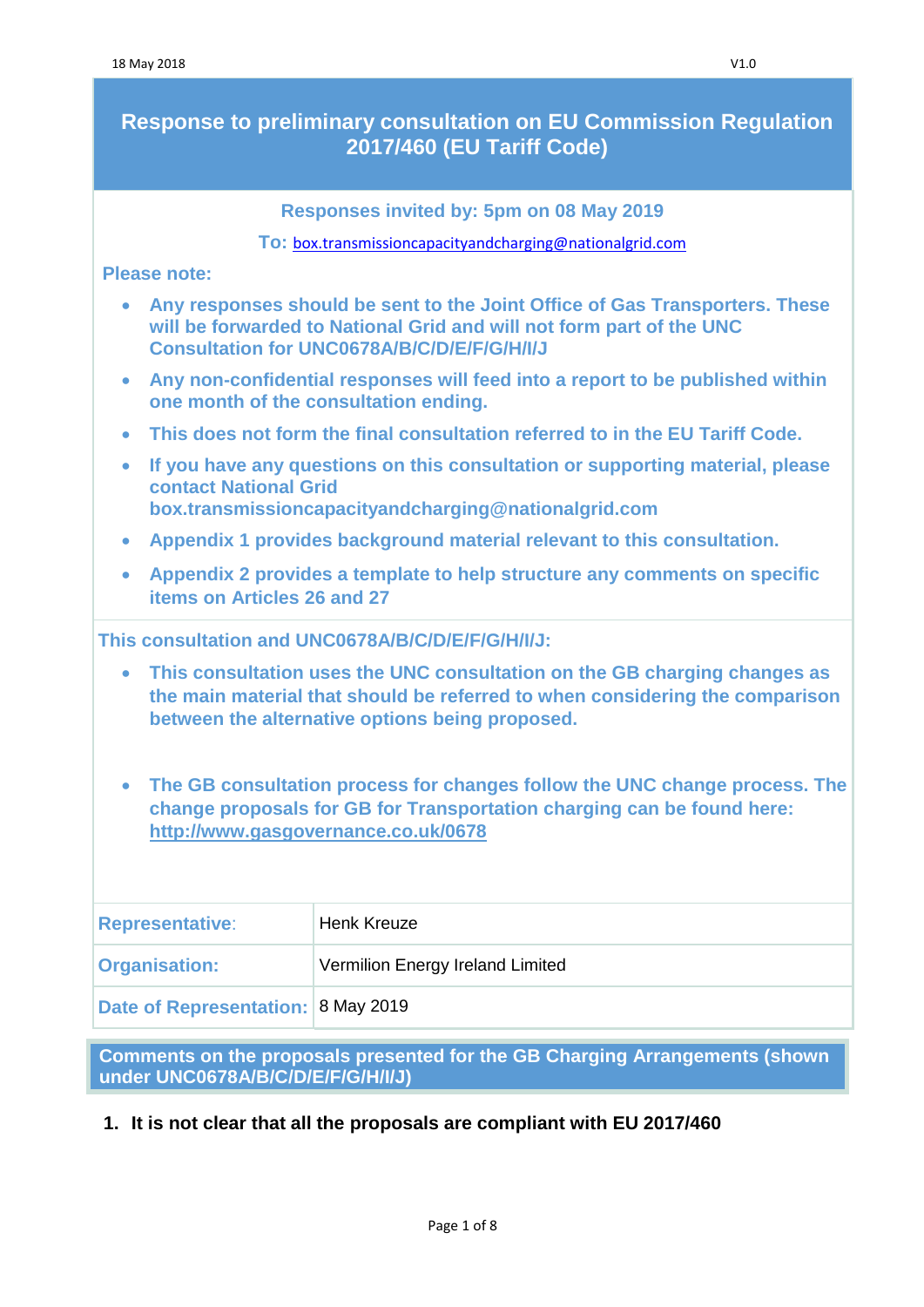# Response to preliminary consultation on EU Commission Regulation 2017/460 (EU Tariff Code)

**Responses invited by: 5pm on 08 May 2019**

**To:** box.transmissioncapacityandcharging@nationalgrid.com

**Please note:**

- **Any responses should be sent to the Joint Office of Gas Transporters. These will be forwarded to National Grid and will not form part of the UNC Consultation for UNC0678A/B/C/D/E/F/G/H/I/J**
- **Any non-confidential responses will feed into a report to be published within one month of the consultation ending.**
- **This does not form the final consultation referred to in the EU Tariff Code.**
- **If you have any questions on this consultation or supporting material, please contact National Grid box.transmissioncapacityandcharging@nationalgrid.com**
- **Appendix 1 provides background material relevant to this consultation.**
- **Appendix 2 provides a template to help structure any comments on specific items on Articles 26 and 27**

**This consultation and UNC0678A/B/C/D/E/F/G/H/I/J:**

- **This consultation uses the UNC consultation on the GB charging changes as the main material that should be referred to when considering the comparison between the alternative options being proposed.**
- **The GB consultation process for changes follow the UNC change process. The change proposals for GB for Transportation charging can be found here: http://www.gasgovernance.co.uk/0678**

| | |
|---|---|
| **Representative:** | Henk Kreuze |
| **Organisation:** | Vermilion Energy Ireland Limited |
| **Date of Representation:** | 8 May 2019 |

## Comments on the proposals presented for the GB Charging Arrangements (shown under UNC0678A/B/C/D/E/F/G/H/I/J)

1. **It is not clear that all the proposals are compliant with EU 2017/460**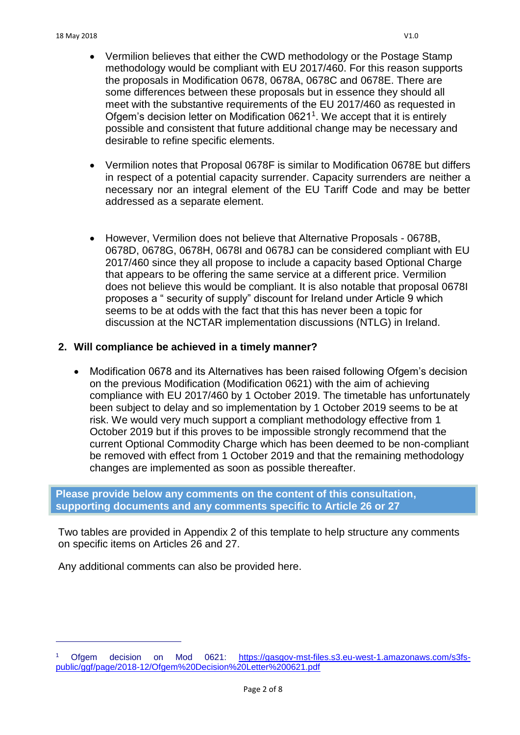- Vermilion believes that either the CWD methodology or the Postage Stamp methodology would be compliant with EU 2017/460. For this reason supports the proposals in Modification 0678, 0678A, 0678C and 0678E. There are some differences between these proposals but in essence they should all meet with the substantive requirements of the EU 2017/460 as requested in Ofgem's decision letter on Modification 0621[1]. We accept that it is entirely possible and consistent that future additional change may be necessary and desirable to refine specific elements.

- Vermilion notes that Proposal 0678F is similar to Modification 0678E but differs in respect of a potential capacity surrender. Capacity surrenders are neither a necessary nor an integral element of the EU Tariff Code and may be better addressed as a separate element.

- However, Vermilion does not believe that Alternative Proposals - 0678B, 0678D, 0678G, 0678H, 0678I and 0678J can be considered compliant with EU 2017/460 since they all propose to include a capacity based Optional Charge that appears to be offering the same service at a different price. Vermilion does not believe this would be compliant. It is also notable that proposal 0678I proposes a " security of supply" discount for Ireland under Article 9 which seems to be at odds with the fact that this has never been a topic for discussion at the NCTAR implementation discussions (NTLG) in Ireland.

**2. Will compliance be achieved in a timely manner?**

- Modification 0678 and its Alternatives has been raised following Ofgem's decision on the previous Modification (Modification 0621) with the aim of achieving compliance with EU 2017/460 by 1 October 2019. The timetable has unfortunately been subject to delay and so implementation by 1 October 2019 seems to be at risk. We would very much support a compliant methodology effective from 1 October 2019 but if this proves to be impossible strongly recommend that the current Optional Commodity Charge which has been deemed to be non-compliant be removed with effect from 1 October 2019 and that the remaining methodology changes are implemented as soon as possible thereafter.

**Please provide below any comments on the content of this consultation, supporting documents and any comments specific to Article 26 or 27**

Two tables are provided in Appendix 2 of this template to help structure any comments on specific items on Articles 26 and 27.

Any additional comments can also be provided here.

[1] Ofgem decision on Mod 0621: https://gasgov-mst-files.s3.eu-west-1.amazonaws.com/s3fs-public/ggf/page/2018-12/Ofgem%20Decision%20Letter%200621.pdf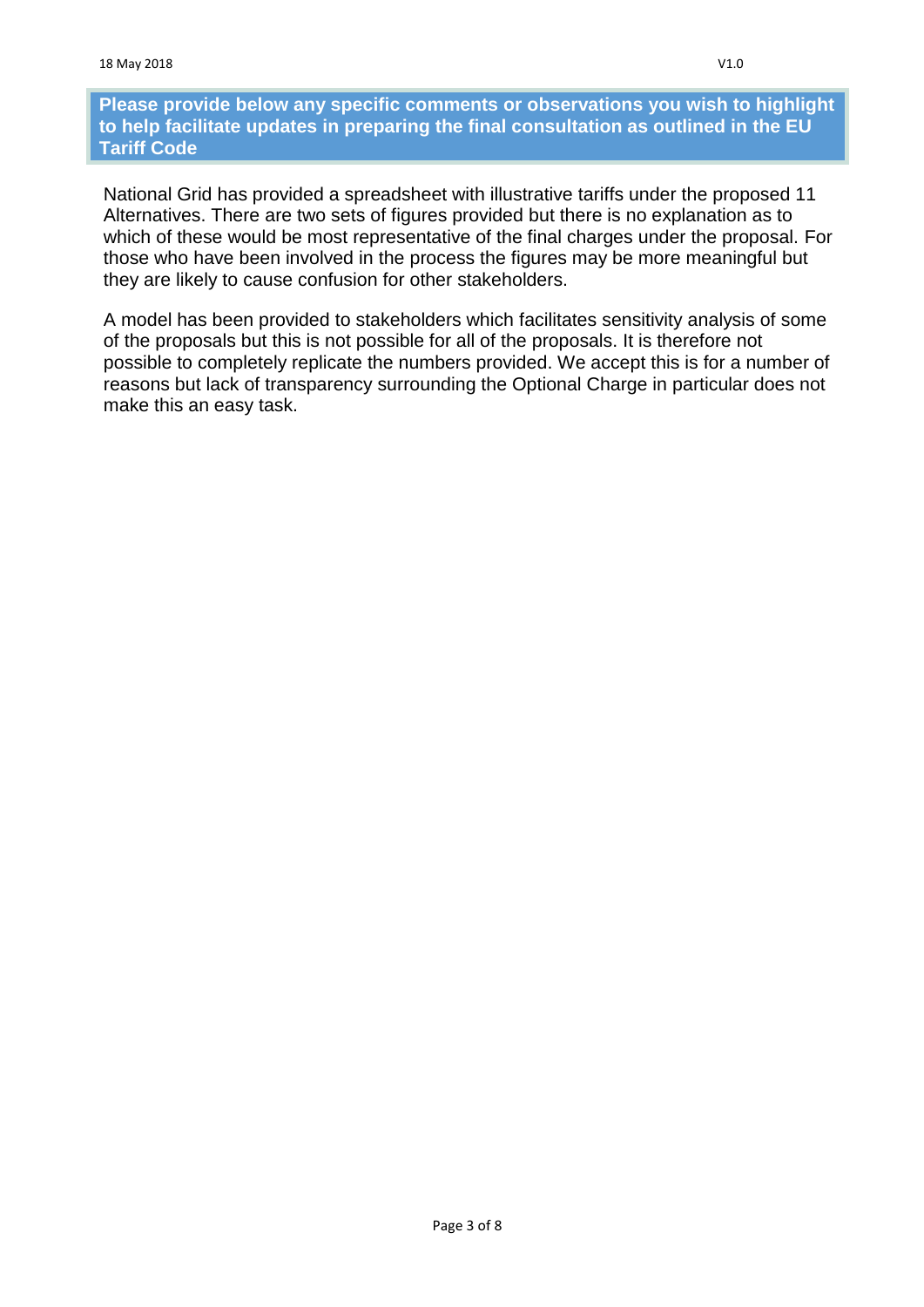**Please provide below any specific comments or observations you wish to highlight to help facilitate updates in preparing the final consultation as outlined in the EU Tariff Code**

National Grid has provided a spreadsheet with illustrative tariffs under the proposed 11 Alternatives. There are two sets of figures provided but there is no explanation as to which of these would be most representative of the final charges under the proposal. For those who have been involved in the process the figures may be more meaningful but they are likely to cause confusion for other stakeholders.

A model has been provided to stakeholders which facilitates sensitivity analysis of some of the proposals but this is not possible for all of the proposals. It is therefore not possible to completely replicate the numbers provided. We accept this is for a number of reasons but lack of transparency surrounding the Optional Charge in particular does not make this an easy task.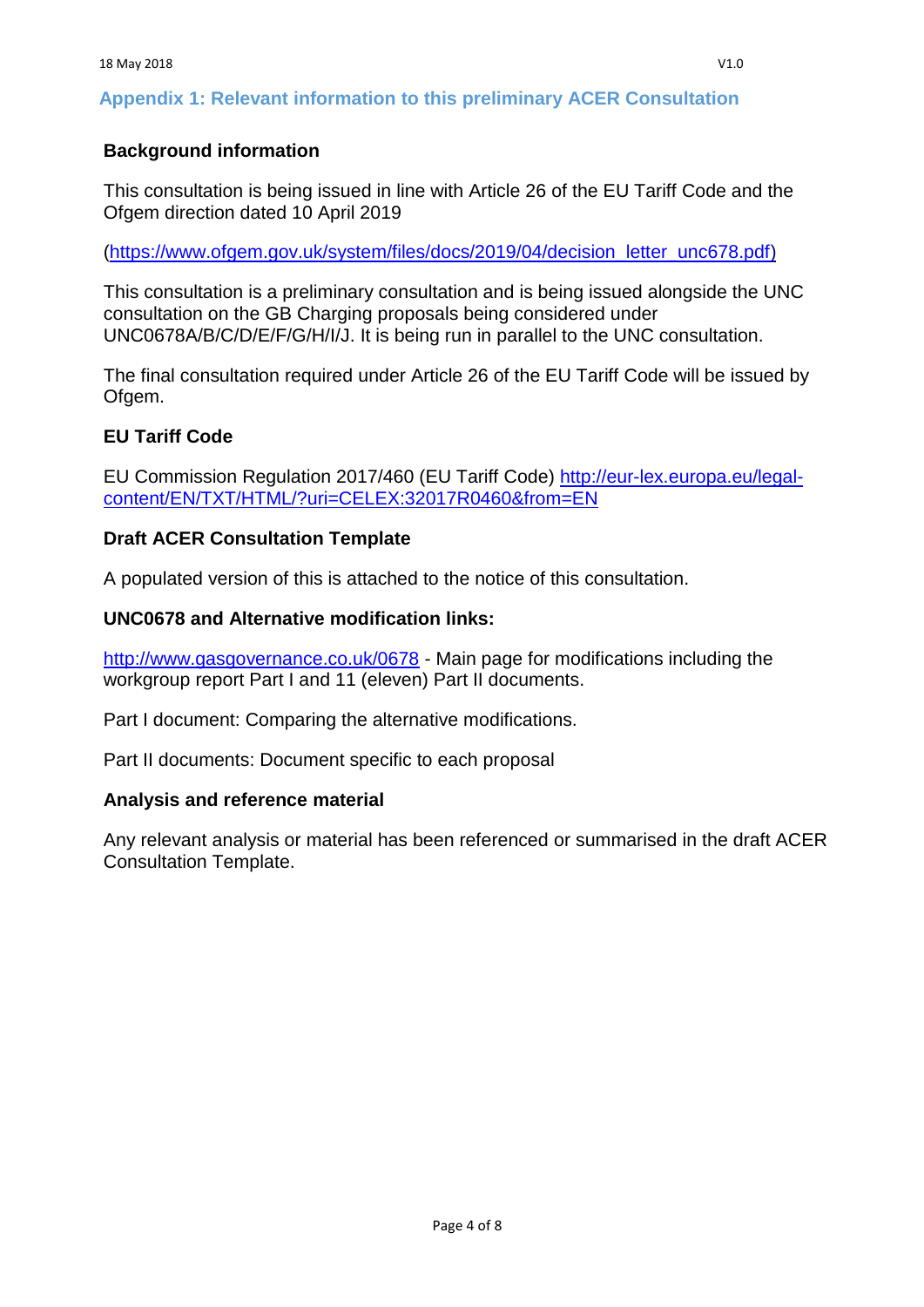## Appendix 1: Relevant information to this preliminary ACER Consultation

### Background information

This consultation is being issued in line with Article 26 of the EU Tariff Code and the Ofgem direction dated 10 April 2019

(https://www.ofgem.gov.uk/system/files/docs/2019/04/decision_letter_unc678.pdf)

This consultation is a preliminary consultation and is being issued alongside the UNC consultation on the GB Charging proposals being considered under UNC0678A/B/C/D/E/F/G/H/I/J. It is being run in parallel to the UNC consultation.

The final consultation required under Article 26 of the EU Tariff Code will be issued by Ofgem.

### EU Tariff Code

EU Commission Regulation 2017/460 (EU Tariff Code) http://eur-lex.europa.eu/legal-content/EN/TXT/HTML/?uri=CELEX:32017R0460&from=EN

### Draft ACER Consultation Template

A populated version of this is attached to the notice of this consultation.

### UNC0678 and Alternative modification links:

http://www.gasgovernance.co.uk/0678 - Main page for modifications including the workgroup report Part I and 11 (eleven) Part II documents.

Part I document: Comparing the alternative modifications.

Part II documents: Document specific to each proposal

### Analysis and reference material

Any relevant analysis or material has been referenced or summarised in the draft ACER Consultation Template.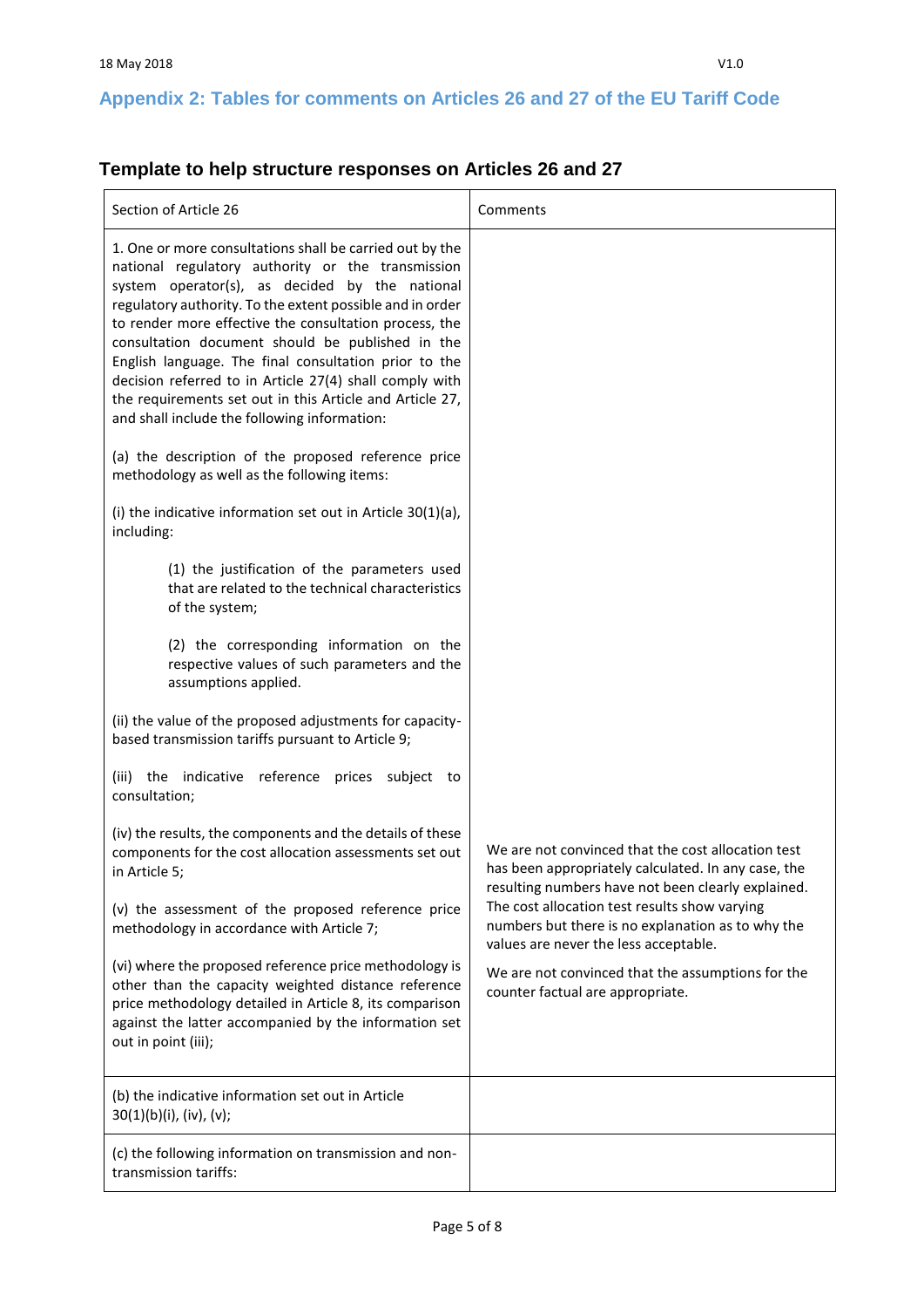## Appendix 2: Tables for comments on Articles 26 and 27 of the EU Tariff Code

### Template to help structure responses on Articles 26 and 27

| Section of Article 26 | Comments |
| --- | --- |
| 1. One or more consultations shall be carried out by the national regulatory authority or the transmission system operator(s), as decided by the national regulatory authority. To the extent possible and in order to render more effective the consultation process, the consultation document should be published in the English language. The final consultation prior to the decision referred to in Article 27(4) shall comply with the requirements set out in this Article and Article 27, and shall include the following information:<br><br>(a) the description of the proposed reference price methodology as well as the following items:<br><br>(i) the indicative information set out in Article 30(1)(a), including:<br><br>(1) the justification of the parameters used that are related to the technical characteristics of the system;<br><br>(2) the corresponding information on the respective values of such parameters and the assumptions applied.<br><br>(ii) the value of the proposed adjustments for capacity-based transmission tariffs pursuant to Article 9;<br><br>(iii) the indicative reference prices subject to consultation;<br><br>(iv) the results, the components and the details of these components for the cost allocation assessments set out in Article 5;<br><br>(v) the assessment of the proposed reference price methodology in accordance with Article 7;<br><br>(vi) where the proposed reference price methodology is other than the capacity weighted distance reference price methodology detailed in Article 8, its comparison against the latter accompanied by the information set out in point (iii); | We are not convinced that the cost allocation test has been appropriately calculated. In any case, the resulting numbers have not been clearly explained. The cost allocation test results show varying numbers but there is no explanation as to why the values are never the less acceptable.<br><br>We are not convinced that the assumptions for the counter factual are appropriate. |
| (b) the indicative information set out in Article 30(1)(b)(i), (iv), (v); | |
| (c) the following information on transmission and non-transmission tariffs: | |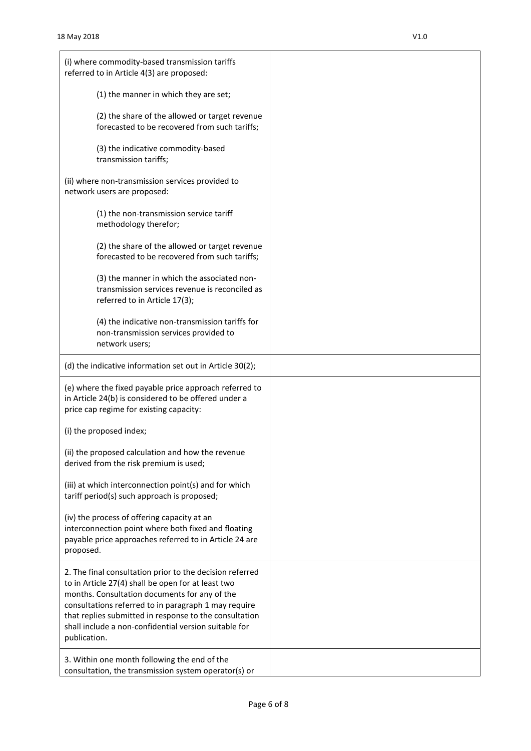| | |
|---|---|
| (i) where commodity-based transmission tariffs referred to in Article 4(3) are proposed:<br><br>(1) the manner in which they are set;<br><br>(2) the share of the allowed or target revenue forecasted to be recovered from such tariffs;<br><br>(3) the indicative commodity-based transmission tariffs;<br><br>(ii) where non-transmission services provided to network users are proposed:<br><br>(1) the non-transmission service tariff methodology therefor;<br><br>(2) the share of the allowed or target revenue forecasted to be recovered from such tariffs;<br><br>(3) the manner in which the associated non-transmission services revenue is reconciled as referred to in Article 17(3);<br><br>(4) the indicative non-transmission tariffs for non-transmission services provided to network users; | |
| (d) the indicative information set out in Article 30(2); | |
| (e) where the fixed payable price approach referred to in Article 24(b) is considered to be offered under a price cap regime for existing capacity:<br><br>(i) the proposed index;<br><br>(ii) the proposed calculation and how the revenue derived from the risk premium is used;<br><br>(iii) at which interconnection point(s) and for which tariff period(s) such approach is proposed;<br><br>(iv) the process of offering capacity at an interconnection point where both fixed and floating payable price approaches referred to in Article 24 are proposed. | |
| 2. The final consultation prior to the decision referred to in Article 27(4) shall be open for at least two months. Consultation documents for any of the consultations referred to in paragraph 1 may require that replies submitted in response to the consultation shall include a non-confidential version suitable for publication. | |
| 3. Within one month following the end of the consultation, the transmission system operator(s) or | |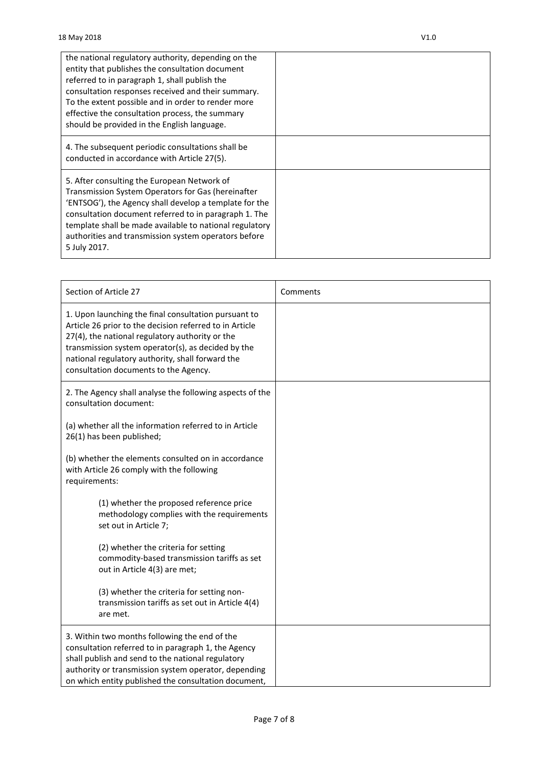| | |
|---|---|
| the national regulatory authority, depending on the entity that publishes the consultation document referred to in paragraph 1, shall publish the consultation responses received and their summary. To the extent possible and in order to render more effective the consultation process, the summary should be provided in the English language. | |
| 4. The subsequent periodic consultations shall be conducted in accordance with Article 27(5). | |
| 5. After consulting the European Network of Transmission System Operators for Gas (hereinafter 'ENTSOG'), the Agency shall develop a template for the consultation document referred to in paragraph 1. The template shall be made available to national regulatory authorities and transmission system operators before 5 July 2017. | |

| Section of Article 27 | Comments |
|---|---|
| 1. Upon launching the final consultation pursuant to Article 26 prior to the decision referred to in Article 27(4), the national regulatory authority or the transmission system operator(s), as decided by the national regulatory authority, shall forward the consultation documents to the Agency. | |
| 2. The Agency shall analyse the following aspects of the consultation document:<br><br>(a) whether all the information referred to in Article 26(1) has been published;<br><br>(b) whether the elements consulted on in accordance with Article 26 comply with the following requirements:<br><br>(1) whether the proposed reference price methodology complies with the requirements set out in Article 7;<br><br>(2) whether the criteria for setting commodity-based transmission tariffs as set out in Article 4(3) are met;<br><br>(3) whether the criteria for setting non-transmission tariffs as set out in Article 4(4) are met. | |
| 3. Within two months following the end of the consultation referred to in paragraph 1, the Agency shall publish and send to the national regulatory authority or transmission system operator, depending on which entity published the consultation document, | |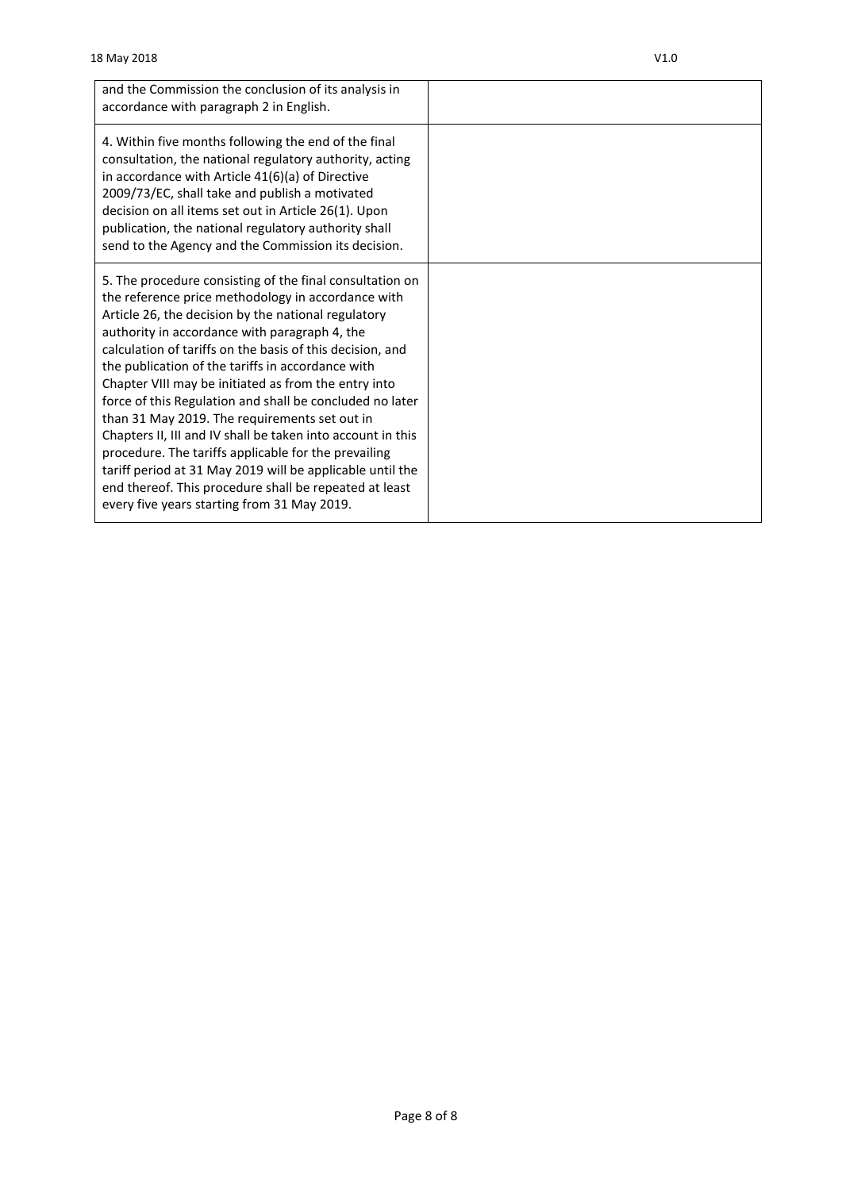| | |
|---|---|
| and the Commission the conclusion of its analysis in accordance with paragraph 2 in English. | |
| 4. Within five months following the end of the final consultation, the national regulatory authority, acting in accordance with Article 41(6)(a) of Directive 2009/73/EC, shall take and publish a motivated decision on all items set out in Article 26(1). Upon publication, the national regulatory authority shall send to the Agency and the Commission its decision. | |
| 5. The procedure consisting of the final consultation on the reference price methodology in accordance with Article 26, the decision by the national regulatory authority in accordance with paragraph 4, the calculation of tariffs on the basis of this decision, and the publication of the tariffs in accordance with Chapter VIII may be initiated as from the entry into force of this Regulation and shall be concluded no later than 31 May 2019. The requirements set out in Chapters II, III and IV shall be taken into account in this procedure. The tariffs applicable for the prevailing tariff period at 31 May 2019 will be applicable until the end thereof. This procedure shall be repeated at least every five years starting from 31 May 2019. | |